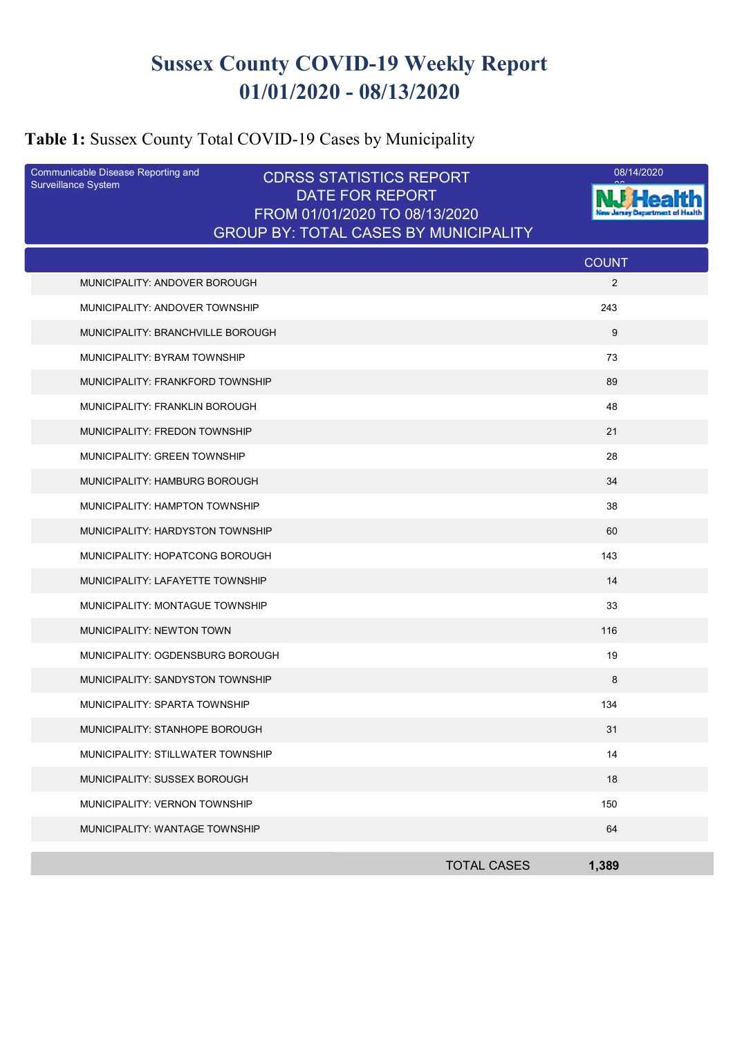# Sussex County COVID-19 Weekly Report 01/01/2020 - 08/13/2020

**Table 1:** Sussex County Total COVID-19 Cases by Municipality

Communicable Disease Reporting and Surveillance System

CDRSS STATISTICS REPORT
DATE FOR REPORT
FROM 01/01/2020 TO 08/13/2020
GROUP BY: TOTAL CASES BY MUNICIPALITY

08/14/2020

| | COUNT |
|---|---|
| MUNICIPALITY: ANDOVER BOROUGH | 2 |
| MUNICIPALITY: ANDOVER TOWNSHIP | 243 |
| MUNICIPALITY: BRANCHVILLE BOROUGH | 9 |
| MUNICIPALITY: BYRAM TOWNSHIP | 73 |
| MUNICIPALITY: FRANKFORD TOWNSHIP | 89 |
| MUNICIPALITY: FRANKLIN BOROUGH | 48 |
| MUNICIPALITY: FREDON TOWNSHIP | 21 |
| MUNICIPALITY: GREEN TOWNSHIP | 28 |
| MUNICIPALITY: HAMBURG BOROUGH | 34 |
| MUNICIPALITY: HAMPTON TOWNSHIP | 38 |
| MUNICIPALITY: HARDYSTON TOWNSHIP | 60 |
| MUNICIPALITY: HOPATCONG BOROUGH | 143 |
| MUNICIPALITY: LAFAYETTE TOWNSHIP | 14 |
| MUNICIPALITY: MONTAGUE TOWNSHIP | 33 |
| MUNICIPALITY: NEWTON TOWN | 116 |
| MUNICIPALITY: OGDENSBURG BOROUGH | 19 |
| MUNICIPALITY: SANDYSTON TOWNSHIP | 8 |
| MUNICIPALITY: SPARTA TOWNSHIP | 134 |
| MUNICIPALITY: STANHOPE BOROUGH | 31 |
| MUNICIPALITY: STILLWATER TOWNSHIP | 14 |
| MUNICIPALITY: SUSSEX BOROUGH | 18 |
| MUNICIPALITY: VERNON TOWNSHIP | 150 |
| MUNICIPALITY: WANTAGE TOWNSHIP | 64 |
| TOTAL CASES | **1,389** |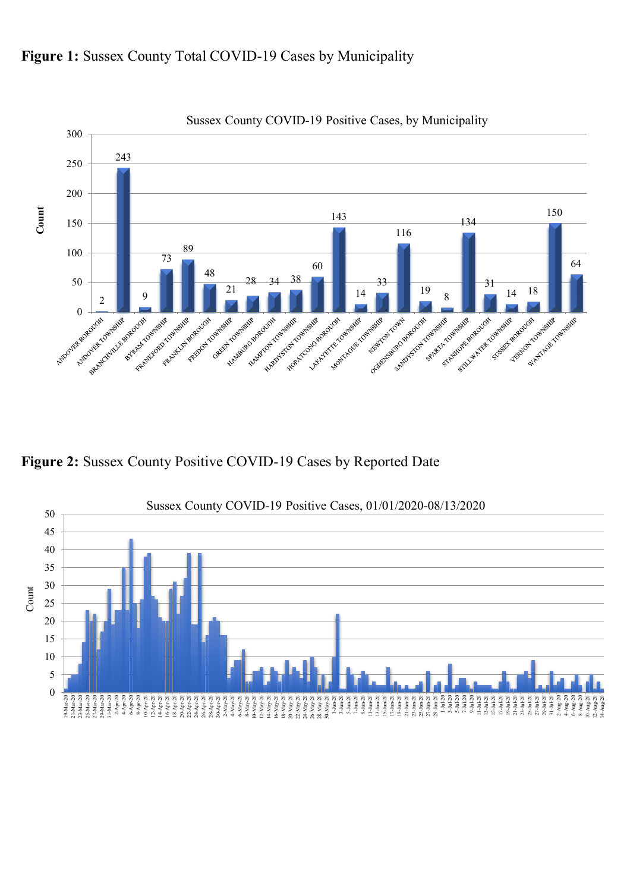**Figure 1:** Sussex County Total COVID-19 Cases by Municipality

Sussex County COVID-19 Positive Cases, by Municipality

| Municipality | Count |
|---|---|
| ANDOVER BOROUGH | 2 |
| ANDOVER TOWNSHIP | 243 |
| BRANCHVILLE BOROUGH | 9 |
| BYRAM TOWNSHIP | 73 |
| FRANKFORD TOWNSHIP | 89 |
| FRANKLIN BOROUGH | 48 |
| FREDON TOWNSHIP | 21 |
| GREEN TOWNSHIP | 28 |
| HAMBURG BOROUGH | 34 |
| HAMPTON TOWNSHIP | 38 |
| HARDYSTON TOWNSHIP | 60 |
| HOPATCONG BOROUGH | 143 |
| LAFAYETTE TOWNSHIP | 14 |
| MONTAGUE TOWNSHIP | 33 |
| NEWTON TOWN | 116 |
| OGDENSBURG BOROUGH | 19 |
| SANDYSTON TOWNSHIP | 8 |
| SPARTA TOWNSHIP | 134 |
| STANHOPE BOROUGH | 31 |
| STILLWATER TOWNSHIP | 14 |
| SUSSEX BOROUGH | 18 |
| VERNON TOWNSHIP | 150 |
| WANTAGE TOWNSHIP | 64 |

**Figure 2:** Sussex County Positive COVID-19 Cases by Reported Date

Sussex County COVID-19 Positive Cases, 01/01/2020-08/13/2020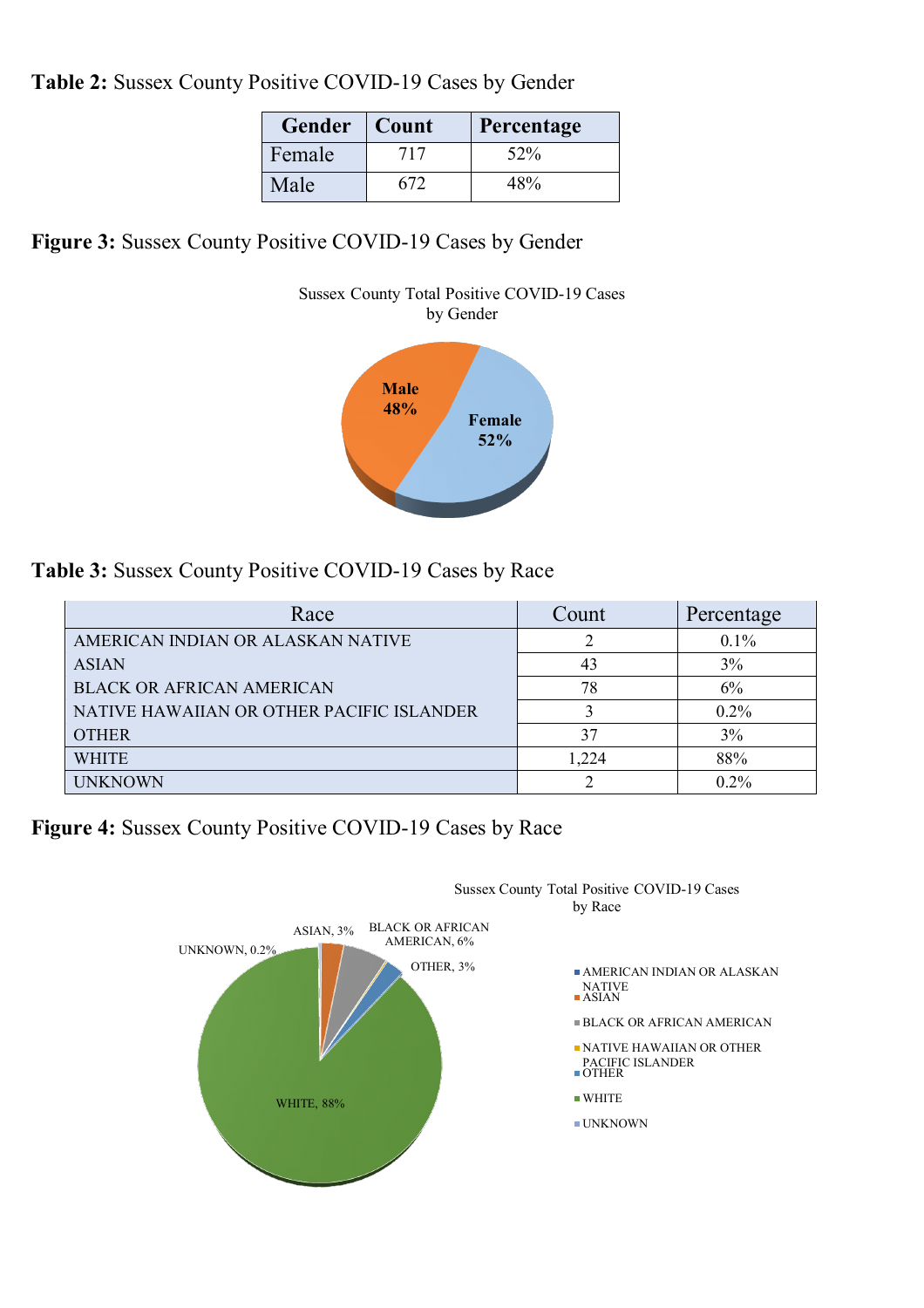**Table 2:** Sussex County Positive COVID-19 Cases by Gender

| Gender | Count | Percentage |
|---|---|---|
| Female | 717 | 52% |
| Male | 672 | 48% |

**Figure 3:** Sussex County Positive COVID-19 Cases by Gender

**Table 3:** Sussex County Positive COVID-19 Cases by Race

| Race | Count | Percentage |
|---|---|---|
| AMERICAN INDIAN OR ALASKAN NATIVE | 2 | 0.1% |
| ASIAN | 43 | 3% |
| BLACK OR AFRICAN AMERICAN | 78 | 6% |
| NATIVE HAWAIIAN OR OTHER PACIFIC ISLANDER | 3 | 0.2% |
| OTHER | 37 | 3% |
| WHITE | 1,224 | 88% |
| UNKNOWN | 2 | 0.2% |

**Figure 4:** Sussex County Positive COVID-19 Cases by Race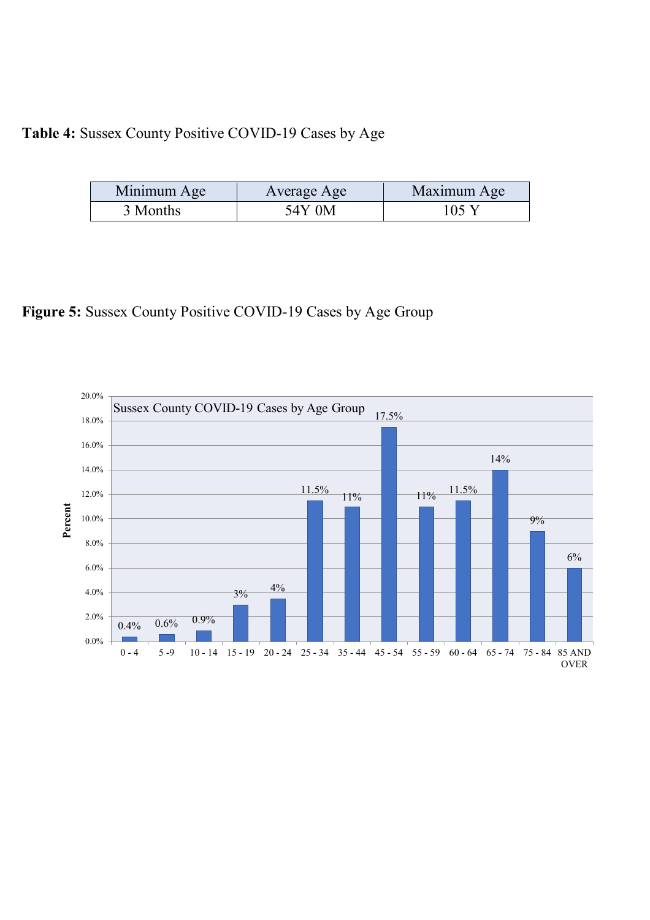**Table 4:** Sussex County Positive COVID-19 Cases by Age

| Minimum Age | Average Age | Maximum Age |
|---|---|---|
| 3 Months | 54Y 0M | 105 Y |

**Figure 5:** Sussex County Positive COVID-19 Cases by Age Group

Sussex County COVID-19 Cases by Age Group

| Age Group | Percent |
|---|---|
| 0 - 4 | 0.4% |
| 5 -9 | 0.6% |
| 10 - 14 | 0.9% |
| 15 - 19 | 3% |
| 20 - 24 | 4% |
| 25 - 34 | 11.5% |
| 35 - 44 | 11% |
| 45 - 54 | 17.5% |
| 55 - 59 | 11% |
| 60 - 64 | 11.5% |
| 65 - 74 | 14% |
| 75 - 84 | 9% |
| 85 AND OVER | 6% |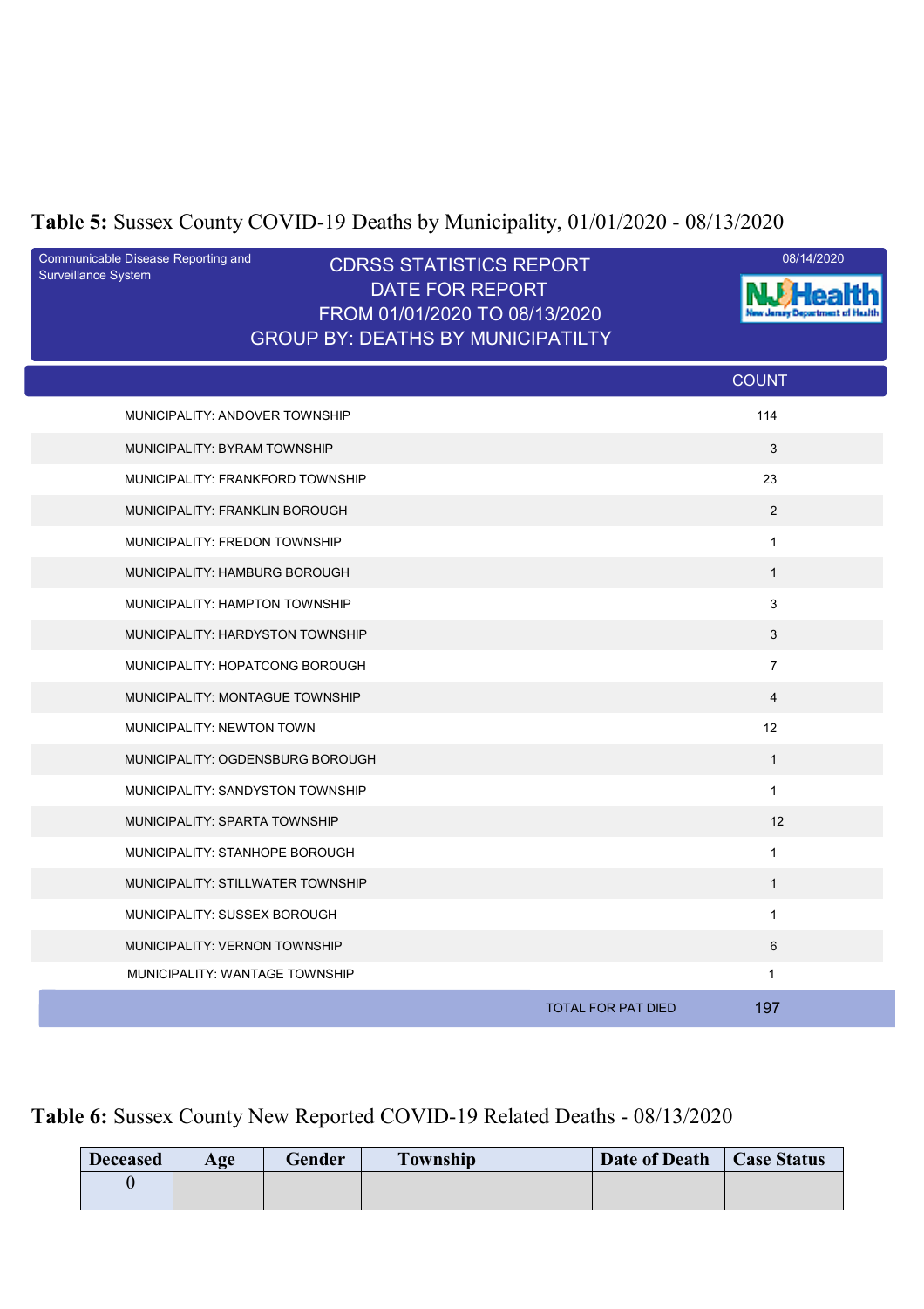**Table 5:** Sussex County COVID-19 Deaths by Municipality, 01/01/2020 - 08/13/2020

Communicable Disease Reporting and Surveillance System

CDRSS STATISTICS REPORT
DATE FOR REPORT
FROM 01/01/2020 TO 08/13/2020
GROUP BY: DEATHS BY MUNICIPATILTY

08/14/2020

NJ Health
New Jersey Department of Health

| | COUNT |
|---|---|
| MUNICIPALITY: ANDOVER TOWNSHIP | 114 |
| MUNICIPALITY: BYRAM TOWNSHIP | 3 |
| MUNICIPALITY: FRANKFORD TOWNSHIP | 23 |
| MUNICIPALITY: FRANKLIN BOROUGH | 2 |
| MUNICIPALITY: FREDON TOWNSHIP | 1 |
| MUNICIPALITY: HAMBURG BOROUGH | 1 |
| MUNICIPALITY: HAMPTON TOWNSHIP | 3 |
| MUNICIPALITY: HARDYSTON TOWNSHIP | 3 |
| MUNICIPALITY: HOPATCONG BOROUGH | 7 |
| MUNICIPALITY: MONTAGUE TOWNSHIP | 4 |
| MUNICIPALITY: NEWTON TOWN | 12 |
| MUNICIPALITY: OGDENSBURG BOROUGH | 1 |
| MUNICIPALITY: SANDYSTON TOWNSHIP | 1 |
| MUNICIPALITY: SPARTA TOWNSHIP | 12 |
| MUNICIPALITY: STANHOPE BOROUGH | 1 |
| MUNICIPALITY: STILLWATER TOWNSHIP | 1 |
| MUNICIPALITY: SUSSEX BOROUGH | 1 |
| MUNICIPALITY: VERNON TOWNSHIP | 6 |
| MUNICIPALITY: WANTAGE TOWNSHIP | 1 |
| TOTAL FOR PAT DIED | 197 |

**Table 6:** Sussex County New Reported COVID-19 Related Deaths - 08/13/2020

| Deceased | Age | Gender | Township | Date of Death | Case Status |
|---|---|---|---|---|---|
| 0 | | | | | |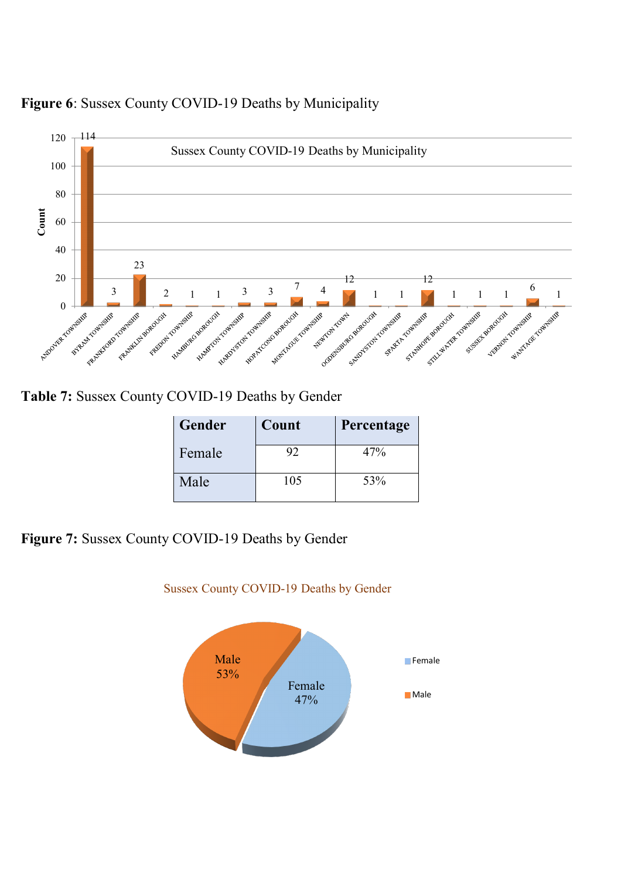**Figure 6**: Sussex County COVID-19 Deaths by Municipality

Sussex County COVID-19 Deaths by Municipality

| Municipality | Count |
|---|---|
| ANDOVER TOWNSHIP | 114 |
| BYRAM TOWNSHIP | 3 |
| FRANKFORD TOWNSHIP | 23 |
| FRANKLIN BOROUGH | 2 |
| FREDON TOWNSHIP | 1 |
| HAMBURG BOROUGH | 1 |
| HAMPTON TOWNSHIP | 3 |
| HARDYSTON TOWNSHIP | 3 |
| HOPATCONG BOROUGH | 7 |
| MONTAGUE TOWNSHIP | 4 |
| NEWTON TOWN | 12 |
| OGDENSBURG BOROUGH | 1 |
| SANDYSTON TOWNSHIP | 1 |
| SPARTA TOWNSHIP | 12 |
| STANHOPE BOROUGH | 1 |
| STILLWATER TOWNSHIP | 1 |
| SUSSEX BOROUGH | 1 |
| VERNON TOWNSHIP | 6 |
| WANTAGE TOWNSHIP | 1 |

**Table 7:** Sussex County COVID-19 Deaths by Gender

| Gender | Count | Percentage |
|---|---|---|
| Female | 92 | 47% |
| Male | 105 | 53% |

**Figure 7:** Sussex County COVID-19 Deaths by Gender

Sussex County COVID-19 Deaths by Gender

Male 53%

Female 47%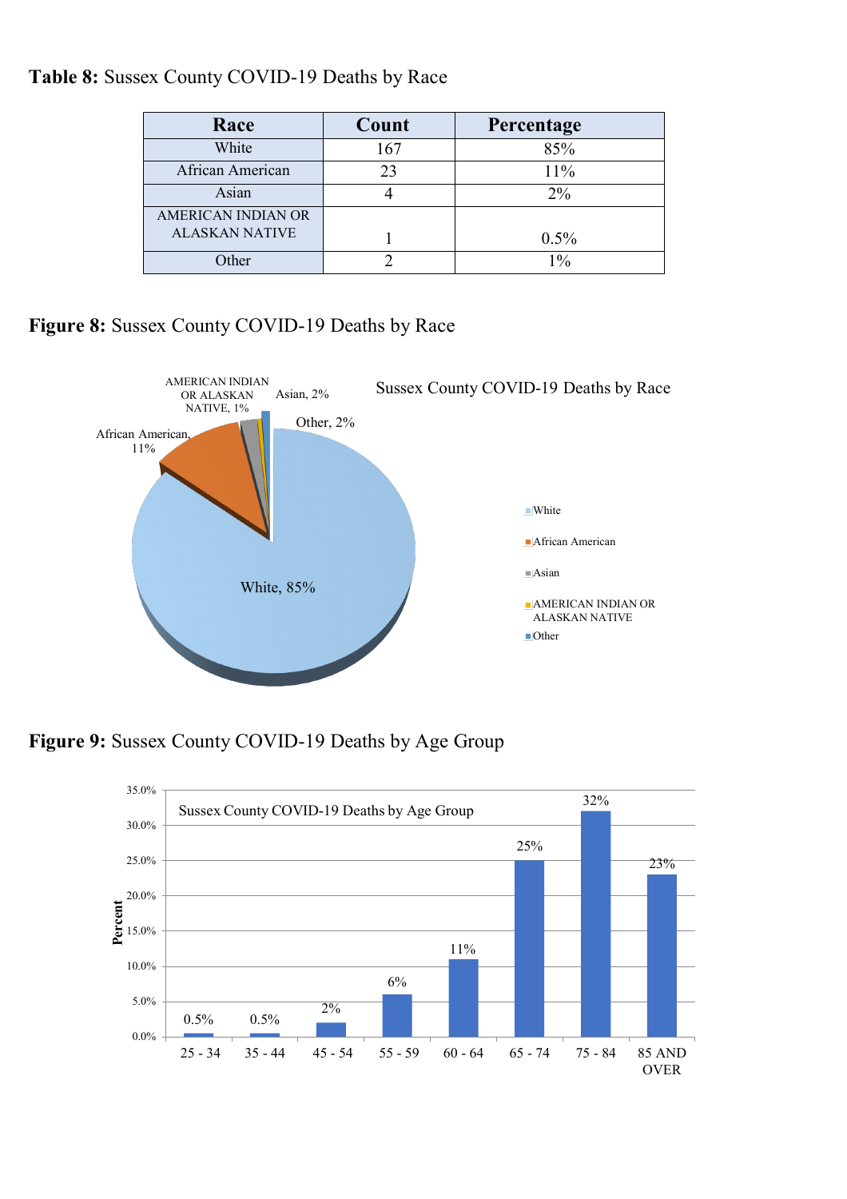**Table 8:** Sussex County COVID-19 Deaths by Race

| Race | Count | Percentage |
|---|---|---|
| White | 167 | 85% |
| African American | 23 | 11% |
| Asian | 4 | 2% |
| AMERICAN INDIAN OR ALASKAN NATIVE | 1 | 0.5% |
| Other | 2 | 1% |

**Figure 8:** Sussex County COVID-19 Deaths by Race

**Figure 9:** Sussex County COVID-19 Deaths by Age Group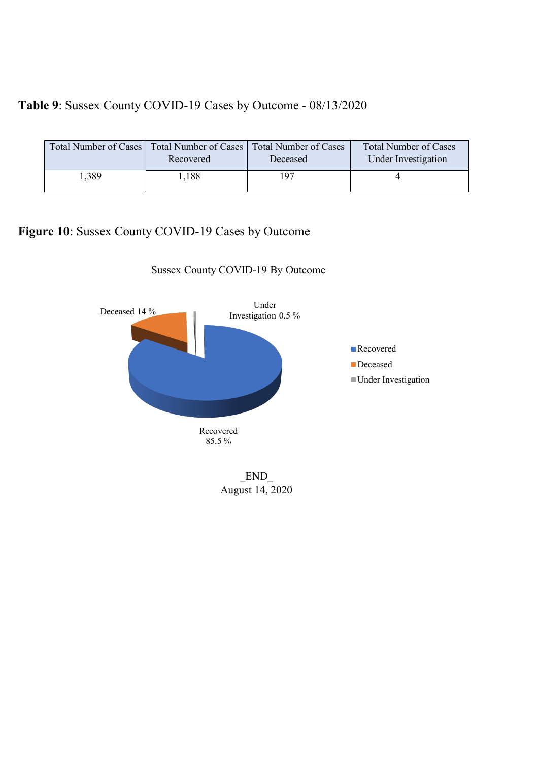**Table 9**: Sussex County COVID-19 Cases by Outcome - 08/13/2020

| Total Number of Cases | Total Number of Cases Recovered | Total Number of Cases Deceased | Total Number of Cases Under Investigation |
|---|---|---|---|
| 1,389 | 1,188 | 197 | 4 |

**Figure 10**: Sussex County COVID-19 Cases by Outcome

Sussex County COVID-19 By Outcome

Deceased 14 %

Under Investigation 0.5 %

Recovered 85.5 %

Recovered

Deceased

Under Investigation

_END_
August 14, 2020